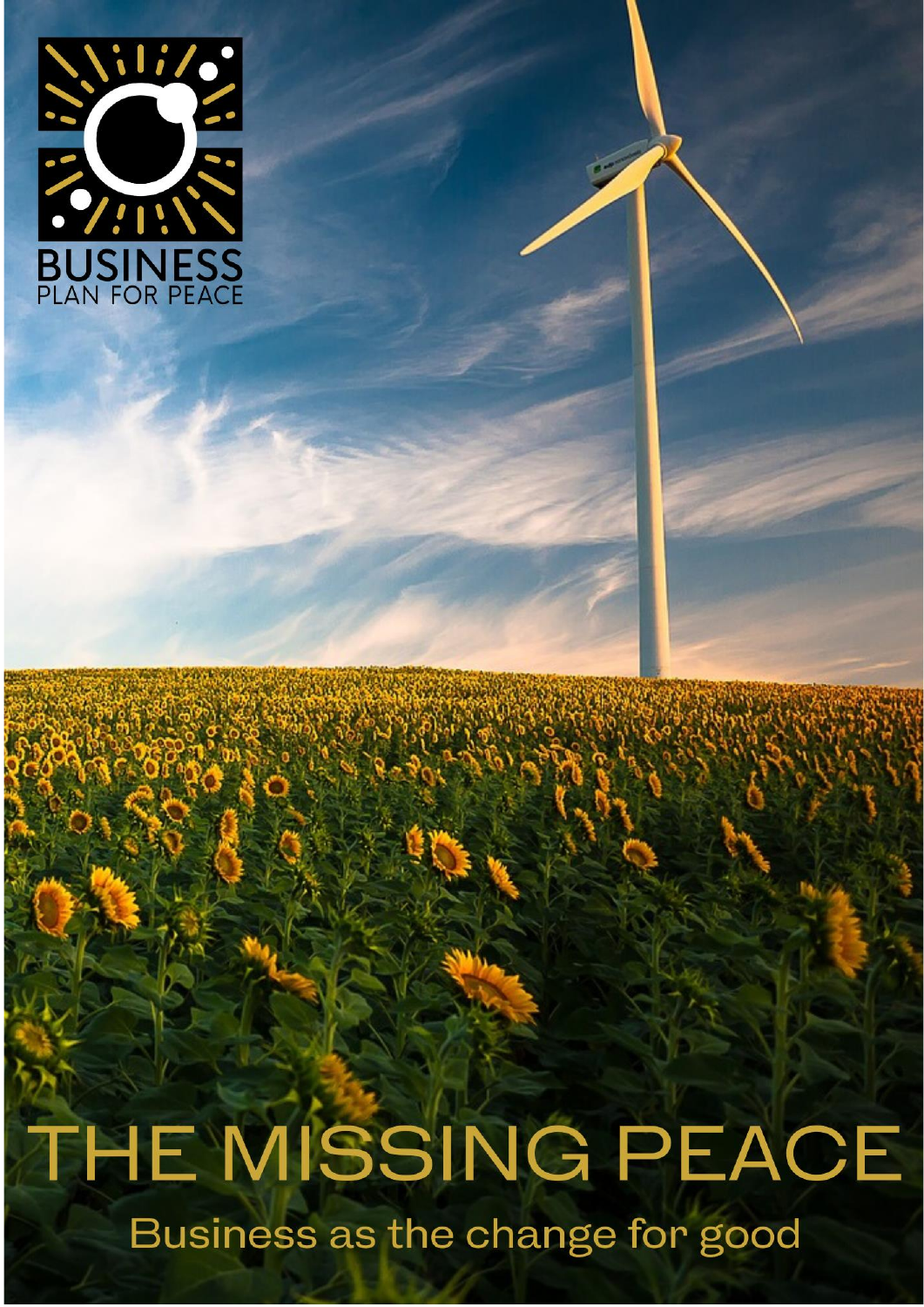BUSINESS
PLAN FOR PEACE

# THE MISSING PEACE

## Business as the change for good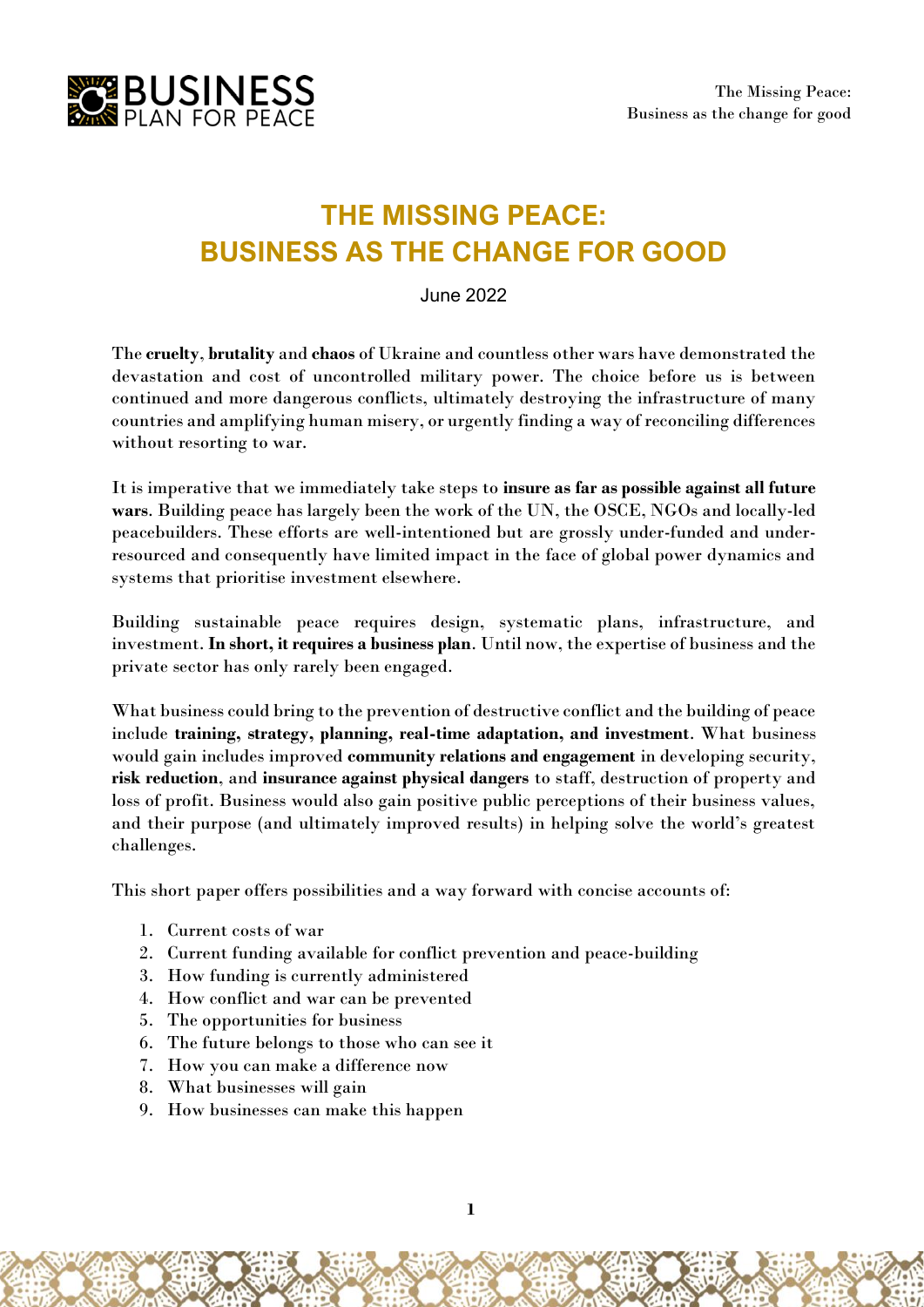# THE MISSING PEACE: BUSINESS AS THE CHANGE FOR GOOD

June 2022

The **cruelty**, **brutality** and **chaos** of Ukraine and countless other wars have demonstrated the devastation and cost of uncontrolled military power. The choice before us is between continued and more dangerous conflicts, ultimately destroying the infrastructure of many countries and amplifying human misery, or urgently finding a way of reconciling differences without resorting to war.

It is imperative that we immediately take steps to **insure as far as possible against all future wars**. Building peace has largely been the work of the UN, the OSCE, NGOs and locally-led peacebuilders. These efforts are well-intentioned but are grossly under-funded and under-resourced and consequently have limited impact in the face of global power dynamics and systems that prioritise investment elsewhere.

Building sustainable peace requires design, systematic plans, infrastructure, and investment. **In short, it requires a business plan**. Until now, the expertise of business and the private sector has only rarely been engaged.

What business could bring to the prevention of destructive conflict and the building of peace include **training, strategy, planning, real-time adaptation, and investment**. What business would gain includes improved **community relations and engagement** in developing security, **risk reduction**, and **insurance against physical dangers** to staff, destruction of property and loss of profit. Business would also gain positive public perceptions of their business values, and their purpose (and ultimately improved results) in helping solve the world's greatest challenges.

This short paper offers possibilities and a way forward with concise accounts of:

1. Current costs of war
2. Current funding available for conflict prevention and peace-building
3. How funding is currently administered
4. How conflict and war can be prevented
5. The opportunities for business
6. The future belongs to those who can see it
7. How you can make a difference now
8. What businesses will gain
9. How businesses can make this happen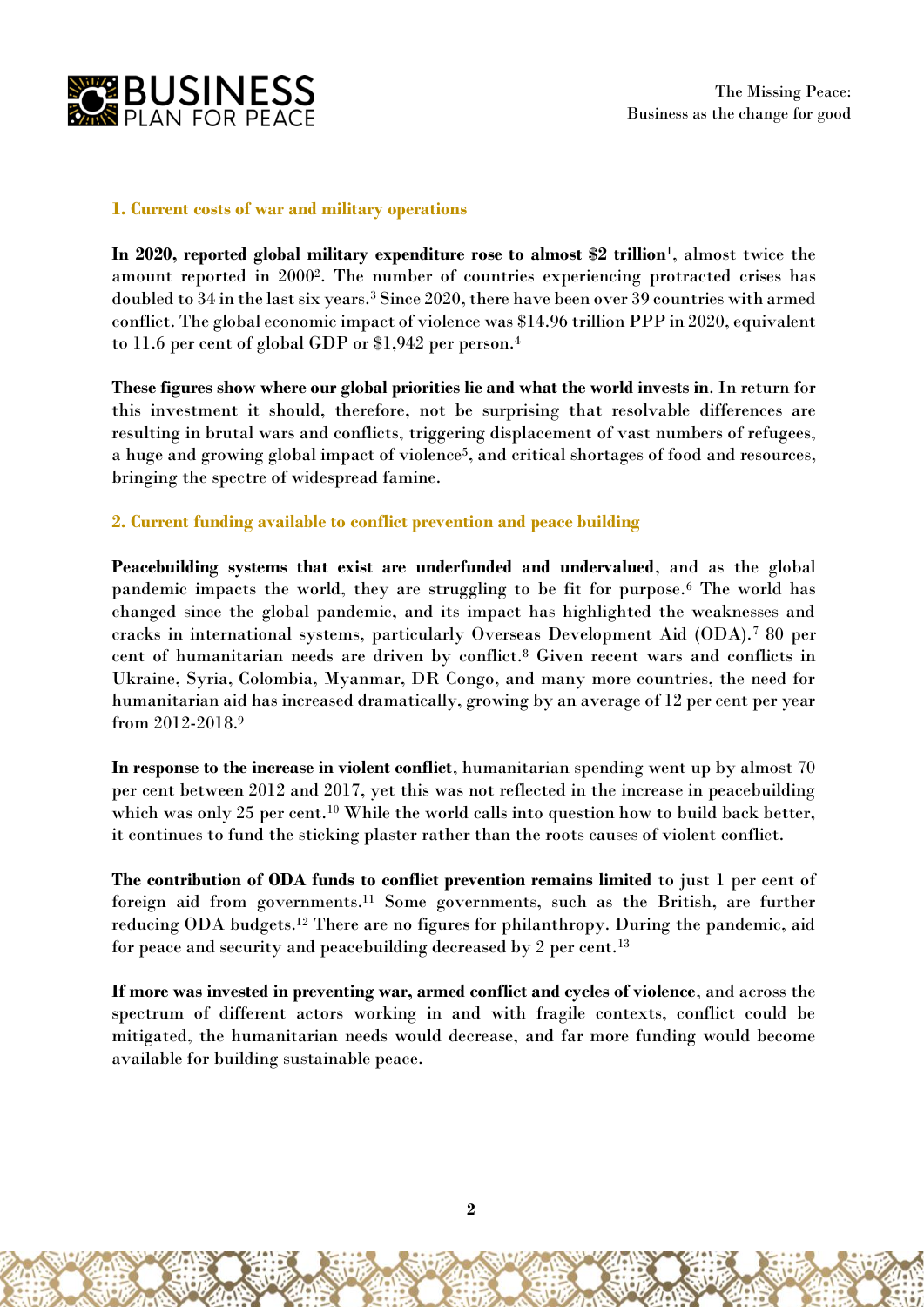## 1. Current costs of war and military operations

**In 2020, reported global military expenditure rose to almost \$2 trillion**[1], almost twice the amount reported in 2000[2]. The number of countries experiencing protracted crises has doubled to 34 in the last six years.[3] Since 2020, there have been over 39 countries with armed conflict. The global economic impact of violence was \$14.96 trillion PPP in 2020, equivalent to 11.6 per cent of global GDP or \$1,942 per person.[4]

**These figures show where our global priorities lie and what the world invests in**. In return for this investment it should, therefore, not be surprising that resolvable differences are resulting in brutal wars and conflicts, triggering displacement of vast numbers of refugees, a huge and growing global impact of violence[5], and critical shortages of food and resources, bringing the spectre of widespread famine.

## 2. Current funding available to conflict prevention and peace building

**Peacebuilding systems that exist are underfunded and undervalued**, and as the global pandemic impacts the world, they are struggling to be fit for purpose.[6] The world has changed since the global pandemic, and its impact has highlighted the weaknesses and cracks in international systems, particularly Overseas Development Aid (ODA).[7] 80 per cent of humanitarian needs are driven by conflict.[8] Given recent wars and conflicts in Ukraine, Syria, Colombia, Myanmar, DR Congo, and many more countries, the need for humanitarian aid has increased dramatically, growing by an average of 12 per cent per year from 2012-2018.[9]

**In response to the increase in violent conflict**, humanitarian spending went up by almost 70 per cent between 2012 and 2017, yet this was not reflected in the increase in peacebuilding which was only 25 per cent.[10] While the world calls into question how to build back better, it continues to fund the sticking plaster rather than the roots causes of violent conflict.

**The contribution of ODA funds to conflict prevention remains limited** to just 1 per cent of foreign aid from governments.[11] Some governments, such as the British, are further reducing ODA budgets.[12] There are no figures for philanthropy. During the pandemic, aid for peace and security and peacebuilding decreased by 2 per cent.[13]

**If more was invested in preventing war, armed conflict and cycles of violence**, and across the spectrum of different actors working in and with fragile contexts, conflict could be mitigated, the humanitarian needs would decrease, and far more funding would become available for building sustainable peace.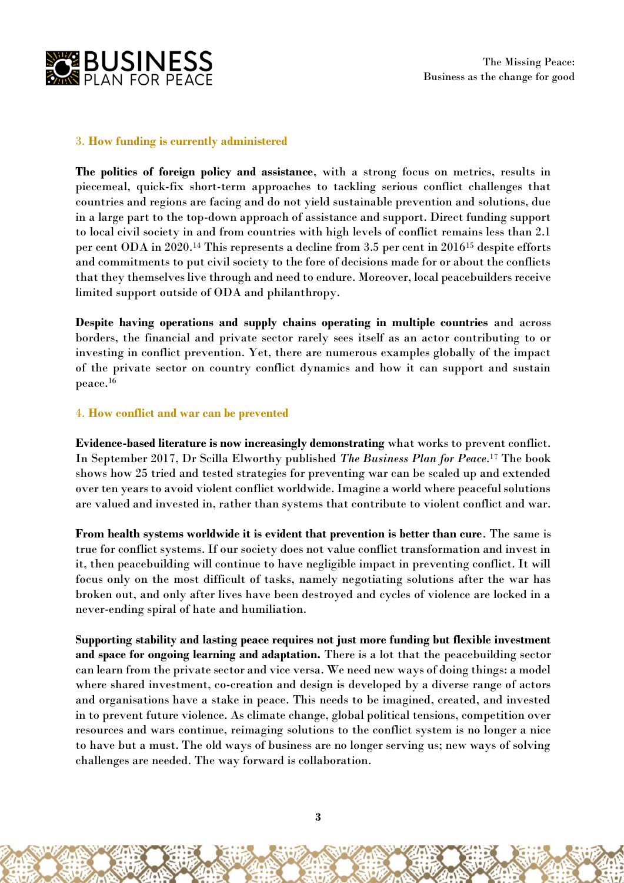## 3. How funding is currently administered

**The politics of foreign policy and assistance**, with a strong focus on metrics, results in piecemeal, quick-fix short-term approaches to tackling serious conflict challenges that countries and regions are facing and do not yield sustainable prevention and solutions, due in a large part to the top-down approach of assistance and support. Direct funding support to local civil society in and from countries with high levels of conflict remains less than 2.1 per cent ODA in 2020.[14] This represents a decline from 3.5 per cent in 2016[15] despite efforts and commitments to put civil society to the fore of decisions made for or about the conflicts that they themselves live through and need to endure. Moreover, local peacebuilders receive limited support outside of ODA and philanthropy.

**Despite having operations and supply chains operating in multiple countries** and across borders, the financial and private sector rarely sees itself as an actor contributing to or investing in conflict prevention. Yet, there are numerous examples globally of the impact of the private sector on country conflict dynamics and how it can support and sustain peace.[16]

## 4. How conflict and war can be prevented

**Evidence-based literature is now increasingly demonstrating** what works to prevent conflict. In September 2017, Dr Scilla Elworthy published *The Business Plan for Peace*.[17] The book shows how 25 tried and tested strategies for preventing war can be scaled up and extended over ten years to avoid violent conflict worldwide. Imagine a world where peaceful solutions are valued and invested in, rather than systems that contribute to violent conflict and war.

**From health systems worldwide it is evident that prevention is better than cure**. The same is true for conflict systems. If our society does not value conflict transformation and invest in it, then peacebuilding will continue to have negligible impact in preventing conflict. It will focus only on the most difficult of tasks, namely negotiating solutions after the war has broken out, and only after lives have been destroyed and cycles of violence are locked in a never-ending spiral of hate and humiliation.

**Supporting stability and lasting peace requires not just more funding but flexible investment and space for ongoing learning and adaptation.** There is a lot that the peacebuilding sector can learn from the private sector and vice versa. We need new ways of doing things: a model where shared investment, co-creation and design is developed by a diverse range of actors and organisations have a stake in peace. This needs to be imagined, created, and invested in to prevent future violence. As climate change, global political tensions, competition over resources and wars continue, reimaging solutions to the conflict system is no longer a nice to have but a must. The old ways of business are no longer serving us; new ways of solving challenges are needed. The way forward is collaboration.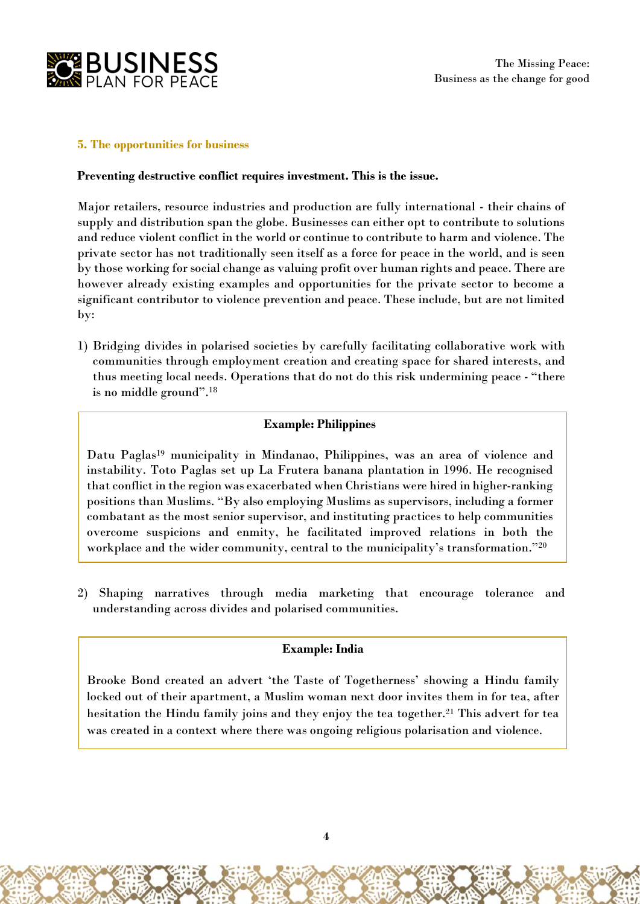## 5. The opportunities for business

**Preventing destructive conflict requires investment. This is the issue.**

Major retailers, resource industries and production are fully international - their chains of supply and distribution span the globe. Businesses can either opt to contribute to solutions and reduce violent conflict in the world or continue to contribute to harm and violence. The private sector has not traditionally seen itself as a force for peace in the world, and is seen by those working for social change as valuing profit over human rights and peace. There are however already existing examples and opportunities for the private sector to become a significant contributor to violence prevention and peace. These include, but are not limited by:

1) Bridging divides in polarised societies by carefully facilitating collaborative work with communities through employment creation and creating space for shared interests, and thus meeting local needs. Operations that do not do this risk undermining peace - "there is no middle ground".[18]

> **Example: Philippines**
>
> Datu Paglas[19] municipality in Mindanao, Philippines, was an area of violence and instability. Toto Paglas set up La Frutera banana plantation in 1996. He recognised that conflict in the region was exacerbated when Christians were hired in higher-ranking positions than Muslims. "By also employing Muslims as supervisors, including a former combatant as the most senior supervisor, and instituting practices to help communities overcome suspicions and enmity, he facilitated improved relations in both the workplace and the wider community, central to the municipality's transformation."[20]

2) Shaping narratives through media marketing that encourage tolerance and understanding across divides and polarised communities.

> **Example: India**
>
> Brooke Bond created an advert 'the Taste of Togetherness' showing a Hindu family locked out of their apartment, a Muslim woman next door invites them in for tea, after hesitation the Hindu family joins and they enjoy the tea together.[21] This advert for tea was created in a context where there was ongoing religious polarisation and violence.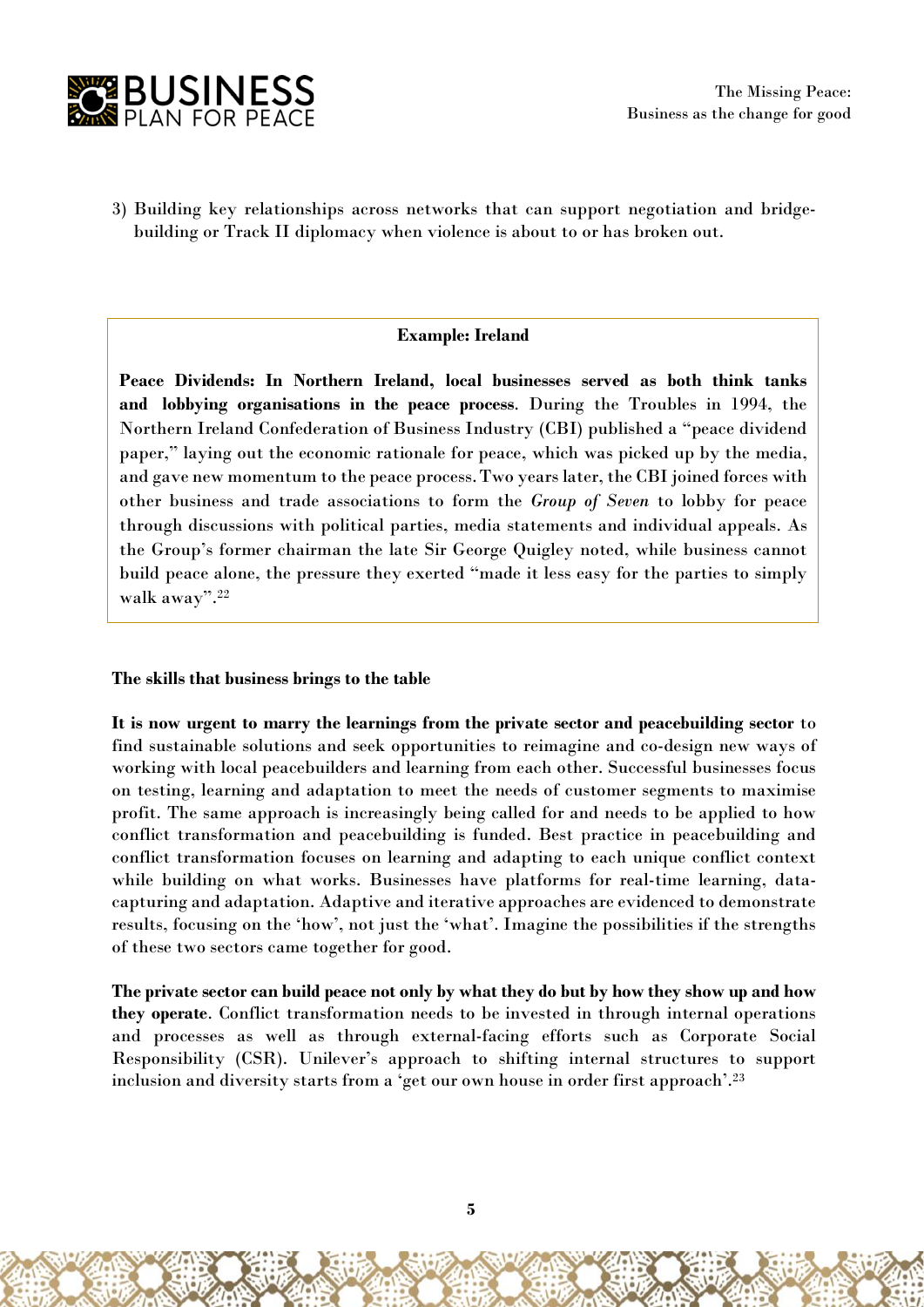3) Building key relationships across networks that can support negotiation and bridge-building or Track II diplomacy when violence is about to or has broken out.

**Example: Ireland**

**Peace Dividends: In Northern Ireland, local businesses served as both think tanks and lobbying organisations in the peace process**. During the Troubles in 1994, the Northern Ireland Confederation of Business Industry (CBI) published a "peace dividend paper," laying out the economic rationale for peace, which was picked up by the media, and gave new momentum to the peace process. Two years later, the CBI joined forces with other business and trade associations to form the *Group of Seven* to lobby for peace through discussions with political parties, media statements and individual appeals. As the Group's former chairman the late Sir George Quigley noted, while business cannot build peace alone, the pressure they exerted "made it less easy for the parties to simply walk away".[22]

**The skills that business brings to the table**

**It is now urgent to marry the learnings from the private sector and peacebuilding sector** to find sustainable solutions and seek opportunities to reimagine and co-design new ways of working with local peacebuilders and learning from each other. Successful businesses focus on testing, learning and adaptation to meet the needs of customer segments to maximise profit. The same approach is increasingly being called for and needs to be applied to how conflict transformation and peacebuilding is funded. Best practice in peacebuilding and conflict transformation focuses on learning and adapting to each unique conflict context while building on what works. Businesses have platforms for real-time learning, data-capturing and adaptation. Adaptive and iterative approaches are evidenced to demonstrate results, focusing on the 'how', not just the 'what'. Imagine the possibilities if the strengths of these two sectors came together for good.

**The private sector can build peace not only by what they do but by how they show up and how they operate**. Conflict transformation needs to be invested in through internal operations and processes as well as through external-facing efforts such as Corporate Social Responsibility (CSR). Unilever's approach to shifting internal structures to support inclusion and diversity starts from a 'get our own house in order first approach'.[23]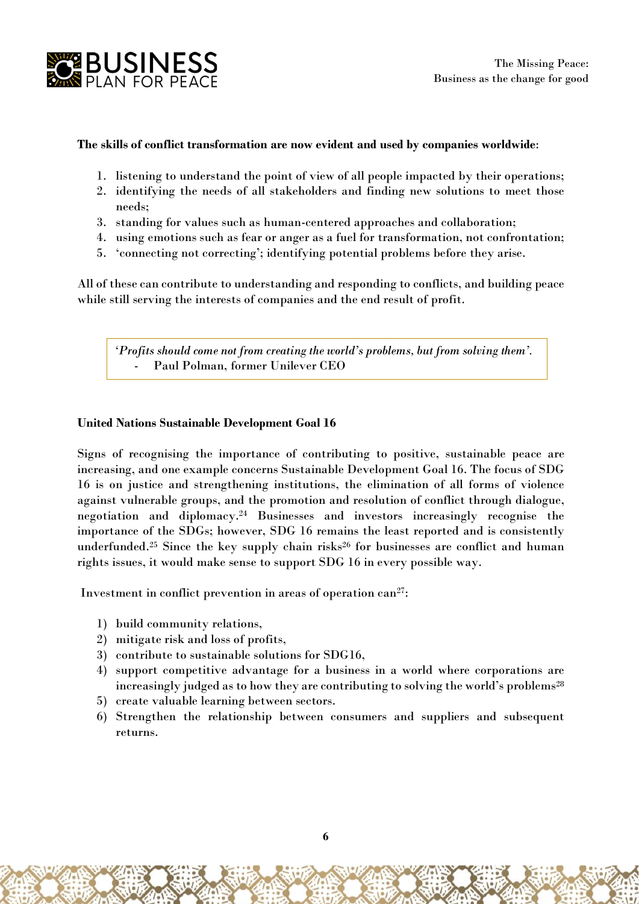**The skills of conflict transformation are now evident and used by companies worldwide**:

1. listening to understand the point of view of all people impacted by their operations;
2. identifying the needs of all stakeholders and finding new solutions to meet those needs;
3. standing for values such as human-centered approaches and collaboration;
4. using emotions such as fear or anger as a fuel for transformation, not confrontation;
5. 'connecting not correcting'; identifying potential problems before they arise.

All of these can contribute to understanding and responding to conflicts, and building peace while still serving the interests of companies and the end result of profit.

> '*Profits should come not from creating the world's problems, but from solving them'.*
> - Paul Polman, former Unilever CEO

**United Nations Sustainable Development Goal 16**

Signs of recognising the importance of contributing to positive, sustainable peace are increasing, and one example concerns Sustainable Development Goal 16. The focus of SDG 16 is on justice and strengthening institutions, the elimination of all forms of violence against vulnerable groups, and the promotion and resolution of conflict through dialogue, negotiation and diplomacy.[24] Businesses and investors increasingly recognise the importance of the SDGs; however, SDG 16 remains the least reported and is consistently underfunded.[25] Since the key supply chain risks[26] for businesses are conflict and human rights issues, it would make sense to support SDG 16 in every possible way.

Investment in conflict prevention in areas of operation can[27]:

1) build community relations,
2) mitigate risk and loss of profits,
3) contribute to sustainable solutions for SDG16,
4) support competitive advantage for a business in a world where corporations are increasingly judged as to how they are contributing to solving the world's problems[28]
5) create valuable learning between sectors.
6) Strengthen the relationship between consumers and suppliers and subsequent returns.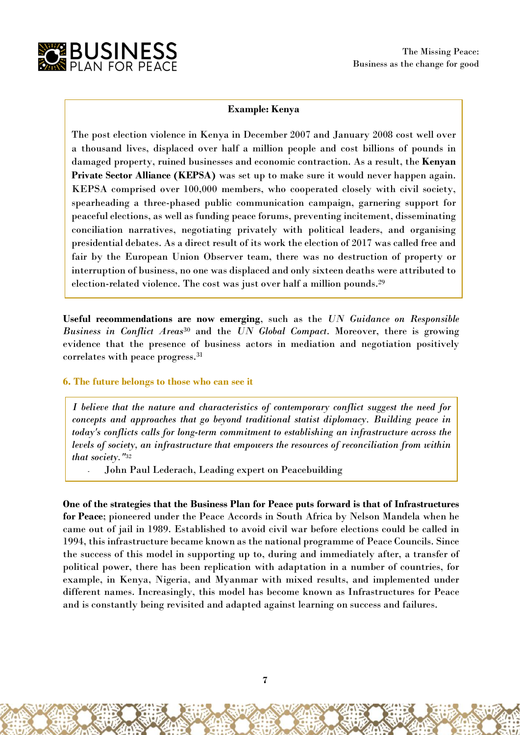**Example: Kenya**

The post election violence in Kenya in December 2007 and January 2008 cost well over a thousand lives, displaced over half a million people and cost billions of pounds in damaged property, ruined businesses and economic contraction. As a result, the **Kenyan Private Sector Alliance (KEPSA)** was set up to make sure it would never happen again. KEPSA comprised over 100,000 members, who cooperated closely with civil society, spearheading a three-phased public communication campaign, garnering support for peaceful elections, as well as funding peace forums, preventing incitement, disseminating conciliation narratives, negotiating privately with political leaders, and organising presidential debates. As a direct result of its work the election of 2017 was called free and fair by the European Union Observer team, there was no destruction of property or interruption of business, no one was displaced and only sixteen deaths were attributed to election-related violence. The cost was just over half a million pounds.[29]

**Useful recommendations are now emerging**, such as the *UN Guidance on Responsible Business in Conflict Areas*[30] and the *UN Global Compact*. Moreover, there is growing evidence that the presence of business actors in mediation and negotiation positively correlates with peace progress.[31]

### 6. The future belongs to those who can see it

> *I believe that the nature and characteristics of contemporary conflict suggest the need for concepts and approaches that go beyond traditional statist diplomacy. Building peace in today's conflicts calls for long-term commitment to establishing an infrastructure across the levels of society, an infrastructure that empowers the resources of reconciliation from within that society."*[32]
>
> - John Paul Lederach, Leading expert on Peacebuilding

**One of the strategies that the Business Plan for Peace puts forward is that of Infrastructures for Peace**; pioneered under the Peace Accords in South Africa by Nelson Mandela when he came out of jail in 1989. Established to avoid civil war before elections could be called in 1994, this infrastructure became known as the national programme of Peace Councils. Since the success of this model in supporting up to, during and immediately after, a transfer of political power, there has been replication with adaptation in a number of countries, for example, in Kenya, Nigeria, and Myanmar with mixed results, and implemented under different names. Increasingly, this model has become known as Infrastructures for Peace and is constantly being revisited and adapted against learning on success and failures.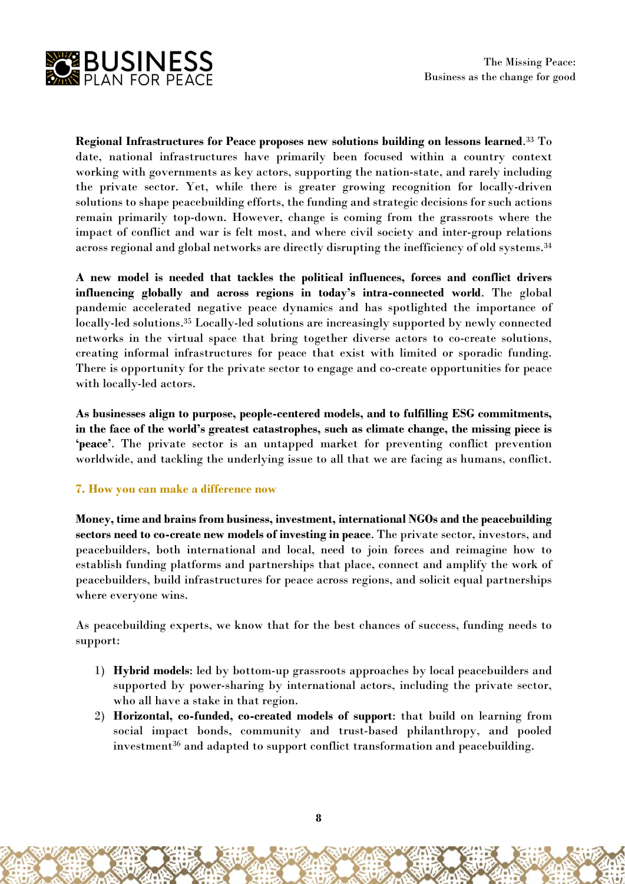**Regional Infrastructures for Peace proposes new solutions building on lessons learned**.[33] To date, national infrastructures have primarily been focused within a country context working with governments as key actors, supporting the nation-state, and rarely including the private sector. Yet, while there is greater growing recognition for locally-driven solutions to shape peacebuilding efforts, the funding and strategic decisions for such actions remain primarily top-down. However, change is coming from the grassroots where the impact of conflict and war is felt most, and where civil society and inter-group relations across regional and global networks are directly disrupting the inefficiency of old systems.[34]

**A new model is needed that tackles the political influences, forces and conflict drivers influencing globally and across regions in today's intra-connected world**. The global pandemic accelerated negative peace dynamics and has spotlighted the importance of locally-led solutions.[35] Locally-led solutions are increasingly supported by newly connected networks in the virtual space that bring together diverse actors to co-create solutions, creating informal infrastructures for peace that exist with limited or sporadic funding. There is opportunity for the private sector to engage and co-create opportunities for peace with locally-led actors.

**As businesses align to purpose, people-centered models, and to fulfilling ESG commitments, in the face of the world's greatest catastrophes, such as climate change, the missing piece is 'peace'**. The private sector is an untapped market for preventing conflict prevention worldwide, and tackling the underlying issue to all that we are facing as humans, conflict.

## 7. How you can make a difference now

**Money, time and brains from business, investment, international NGOs and the peacebuilding sectors need to co-create new models of investing in peace**. The private sector, investors, and peacebuilders, both international and local, need to join forces and reimagine how to establish funding platforms and partnerships that place, connect and amplify the work of peacebuilders, build infrastructures for peace across regions, and solicit equal partnerships where everyone wins.

As peacebuilding experts, we know that for the best chances of success, funding needs to support:

1) **Hybrid models**: led by bottom-up grassroots approaches by local peacebuilders and supported by power-sharing by international actors, including the private sector, who all have a stake in that region.
2) **Horizontal, co-funded, co-created models of support**: that build on learning from social impact bonds, community and trust-based philanthropy, and pooled investment[36] and adapted to support conflict transformation and peacebuilding.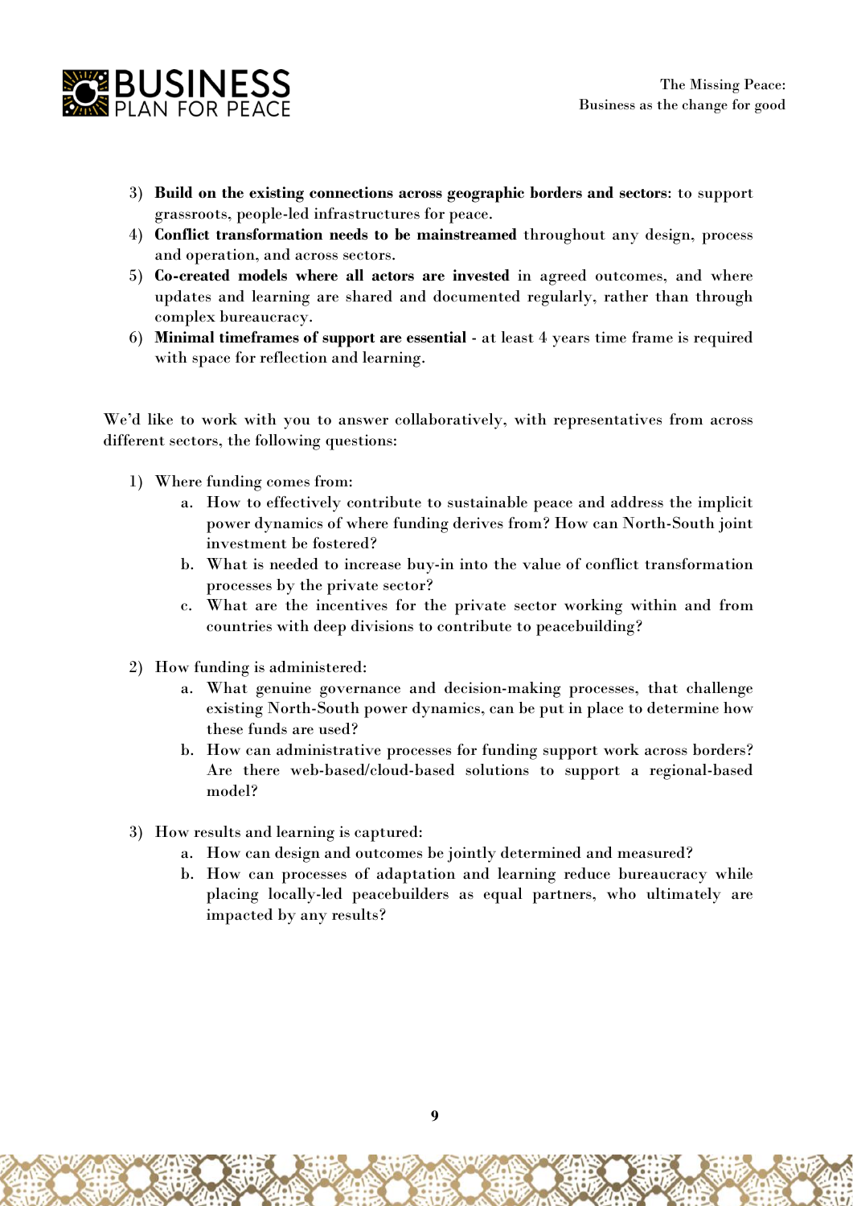3) **Build on the existing connections across geographic borders and sectors**: to support grassroots, people-led infrastructures for peace.
4) **Conflict transformation needs to be mainstreamed** throughout any design, process and operation, and across sectors.
5) **Co-created models where all actors are invested** in agreed outcomes, and where updates and learning are shared and documented regularly, rather than through complex bureaucracy.
6) **Minimal timeframes of support are essential** - at least 4 years time frame is required with space for reflection and learning.

We'd like to work with you to answer collaboratively, with representatives from across different sectors, the following questions:

1) Where funding comes from:
   a. How to effectively contribute to sustainable peace and address the implicit power dynamics of where funding derives from? How can North-South joint investment be fostered?
   b. What is needed to increase buy-in into the value of conflict transformation processes by the private sector?
   c. What are the incentives for the private sector working within and from countries with deep divisions to contribute to peacebuilding?

2) How funding is administered:
   a. What genuine governance and decision-making processes, that challenge existing North-South power dynamics, can be put in place to determine how these funds are used?
   b. How can administrative processes for funding support work across borders? Are there web-based/cloud-based solutions to support a regional-based model?

3) How results and learning is captured:
   a. How can design and outcomes be jointly determined and measured?
   b. How can processes of adaptation and learning reduce bureaucracy while placing locally-led peacebuilders as equal partners, who ultimately are impacted by any results?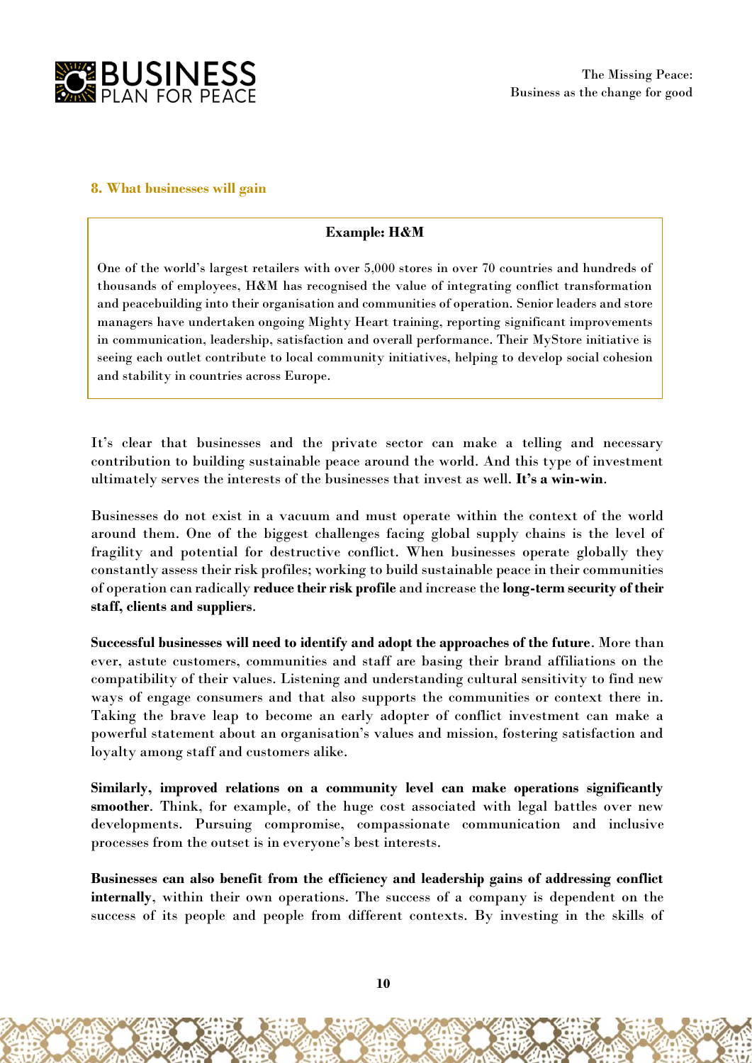## 8. What businesses will gain

> **Example: H&M**
>
> One of the world's largest retailers with over 5,000 stores in over 70 countries and hundreds of thousands of employees, H&M has recognised the value of integrating conflict transformation and peacebuilding into their organisation and communities of operation. Senior leaders and store managers have undertaken ongoing Mighty Heart training, reporting significant improvements in communication, leadership, satisfaction and overall performance. Their MyStore initiative is seeing each outlet contribute to local community initiatives, helping to develop social cohesion and stability in countries across Europe.

It's clear that businesses and the private sector can make a telling and necessary contribution to building sustainable peace around the world. And this type of investment ultimately serves the interests of the businesses that invest as well. **It's a win-win**.

Businesses do not exist in a vacuum and must operate within the context of the world around them. One of the biggest challenges facing global supply chains is the level of fragility and potential for destructive conflict. When businesses operate globally they constantly assess their risk profiles; working to build sustainable peace in their communities of operation can radically **reduce their risk profile** and increase the **long-term security of their staff, clients and suppliers**.

**Successful businesses will need to identify and adopt the approaches of the future**. More than ever, astute customers, communities and staff are basing their brand affiliations on the compatibility of their values. Listening and understanding cultural sensitivity to find new ways of engage consumers and that also supports the communities or context there in. Taking the brave leap to become an early adopter of conflict investment can make a powerful statement about an organisation's values and mission, fostering satisfaction and loyalty among staff and customers alike.

**Similarly, improved relations on a community level can make operations significantly smoother**. Think, for example, of the huge cost associated with legal battles over new developments. Pursuing compromise, compassionate communication and inclusive processes from the outset is in everyone's best interests.

**Businesses can also benefit from the efficiency and leadership gains of addressing conflict internally**, within their own operations. The success of a company is dependent on the success of its people and people from different contexts. By investing in the skills of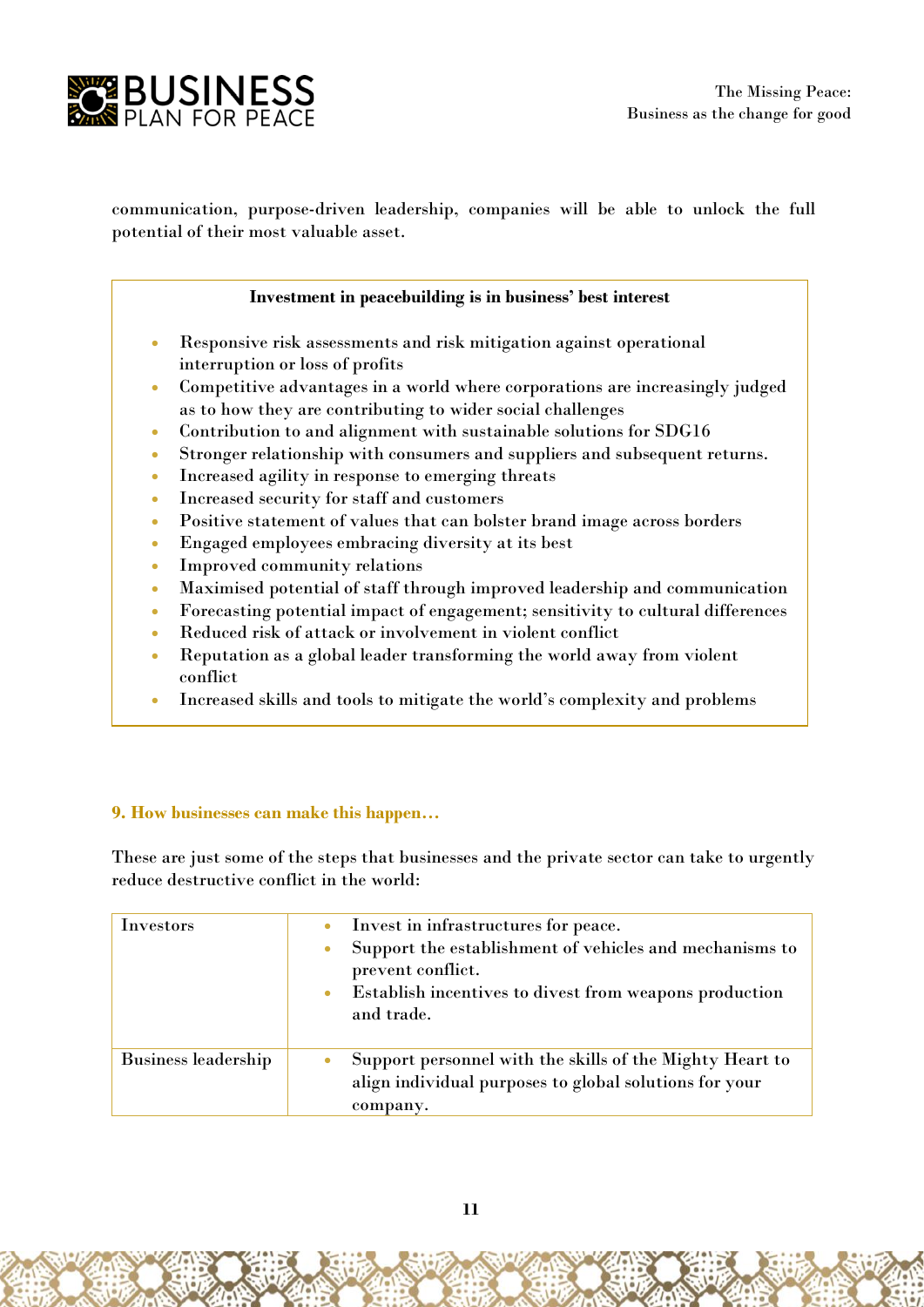communication, purpose-driven leadership, companies will be able to unlock the full potential of their most valuable asset.

**Investment in peacebuilding is in business' best interest**

- Responsive risk assessments and risk mitigation against operational interruption or loss of profits
- Competitive advantages in a world where corporations are increasingly judged as to how they are contributing to wider social challenges
- Contribution to and alignment with sustainable solutions for SDG16
- Stronger relationship with consumers and suppliers and subsequent returns.
- Increased agility in response to emerging threats
- Increased security for staff and customers
- Positive statement of values that can bolster brand image across borders
- Engaged employees embracing diversity at its best
- Improved community relations
- Maximised potential of staff through improved leadership and communication
- Forecasting potential impact of engagement; sensitivity to cultural differences
- Reduced risk of attack or involvement in violent conflict
- Reputation as a global leader transforming the world away from violent conflict
- Increased skills and tools to mitigate the world's complexity and problems

### 9. How businesses can make this happen…

These are just some of the steps that businesses and the private sector can take to urgently reduce destructive conflict in the world:

| | |
|---|---|
| Investors | • Invest in infrastructures for peace.<br>• Support the establishment of vehicles and mechanisms to prevent conflict.<br>• Establish incentives to divest from weapons production and trade. |
| Business leadership | • Support personnel with the skills of the Mighty Heart to align individual purposes to global solutions for your company. |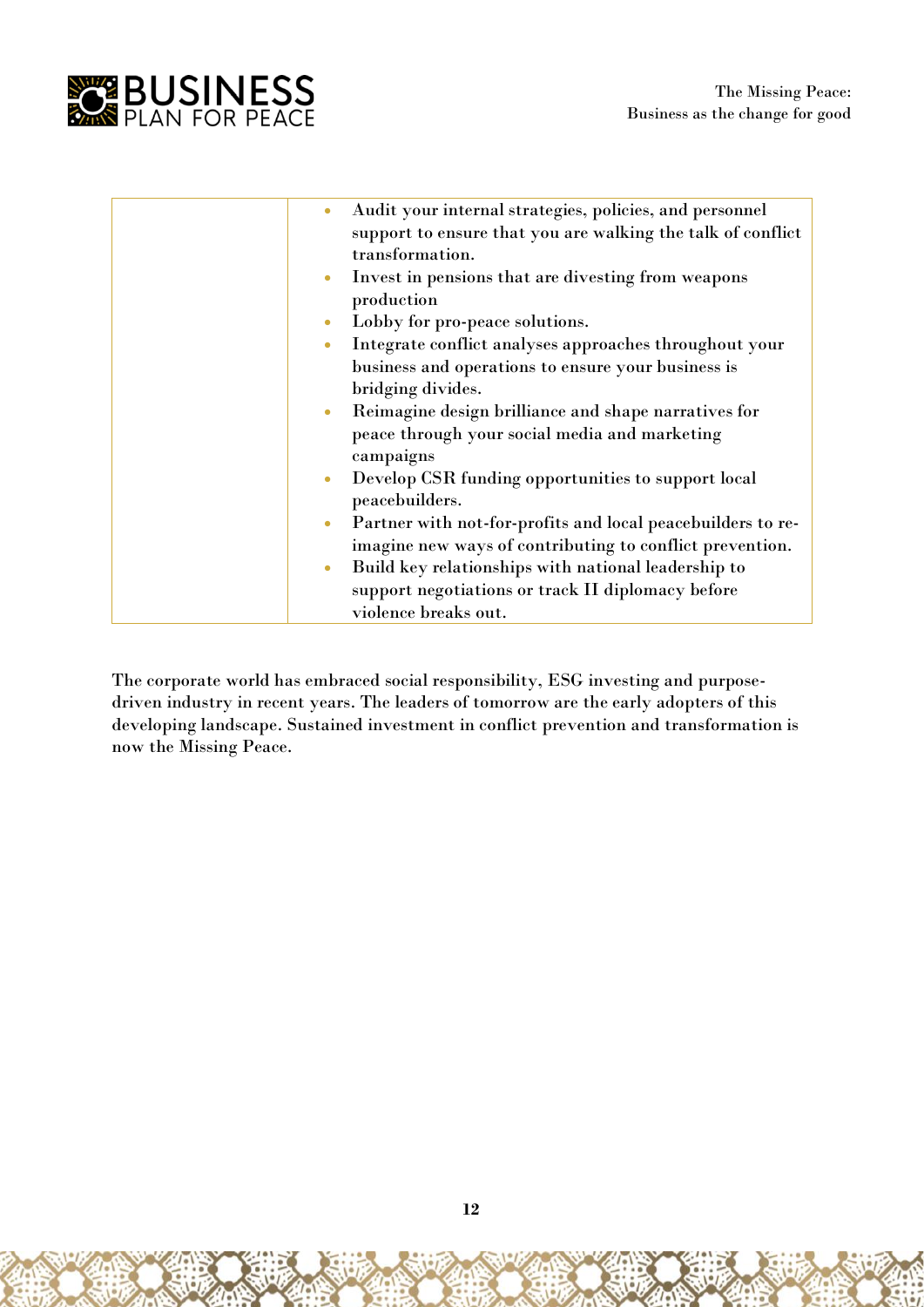|  | <ul><li>Audit your internal strategies, policies, and personnel support to ensure that you are walking the talk of conflict transformation.</li><li>Invest in pensions that are divesting from weapons production</li><li>Lobby for pro-peace solutions.</li><li>Integrate conflict analyses approaches throughout your business and operations to ensure your business is bridging divides.</li><li>Reimagine design brilliance and shape narratives for peace through your social media and marketing campaigns</li><li>Develop CSR funding opportunities to support local peacebuilders.</li><li>Partner with not-for-profits and local peacebuilders to re-imagine new ways of contributing to conflict prevention.</li><li>Build key relationships with national leadership to support negotiations or track II diplomacy before violence breaks out.</li></ul> |
|---|---|

The corporate world has embraced social responsibility, ESG investing and purpose-driven industry in recent years. The leaders of tomorrow are the early adopters of this developing landscape. Sustained investment in conflict prevention and transformation is now the Missing Peace.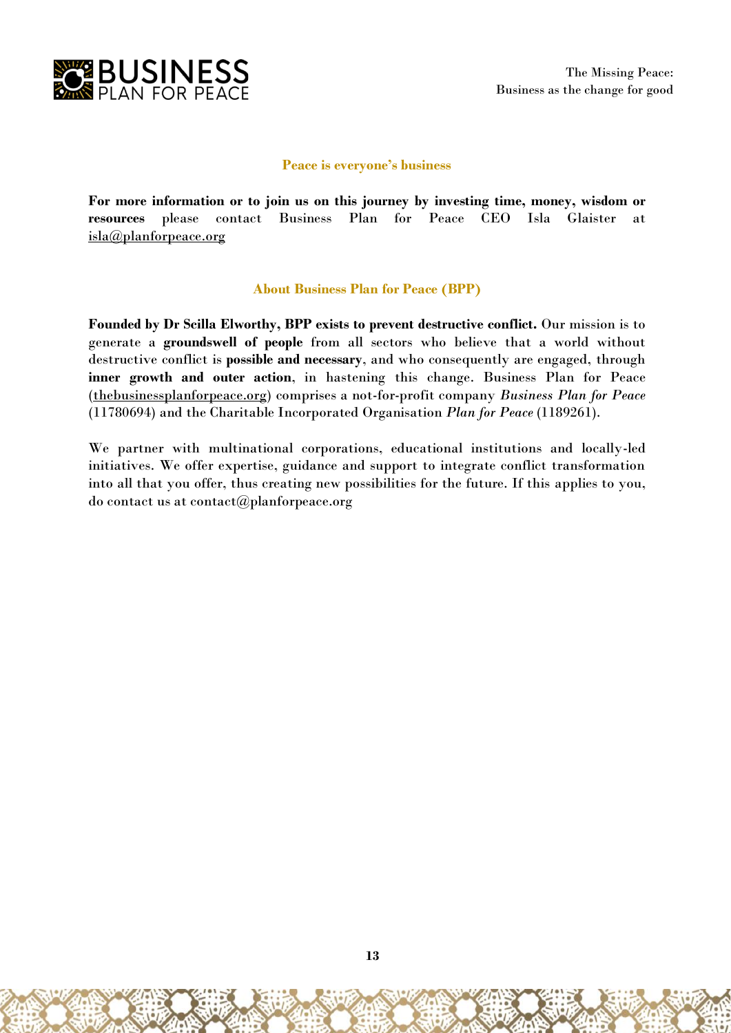## Peace is everyone's business

**For more information or to join us on this journey by investing time, money, wisdom or resources** please contact Business Plan for Peace CEO Isla Glaister at isla@planforpeace.org

## About Business Plan for Peace (BPP)

**Founded by Dr Scilla Elworthy, BPP exists to prevent destructive conflict.** Our mission is to generate a **groundswell of people** from all sectors who believe that a world without destructive conflict is **possible and necessary**, and who consequently are engaged, through **inner growth and outer action**, in hastening this change. Business Plan for Peace (thebusinessplanforpeace.org) comprises a not-for-profit company *Business Plan for Peace* (11780694) and the Charitable Incorporated Organisation *Plan for Peace* (1189261).

We partner with multinational corporations, educational institutions and locally-led initiatives. We offer expertise, guidance and support to integrate conflict transformation into all that you offer, thus creating new possibilities for the future. If this applies to you, do contact us at contact@planforpeace.org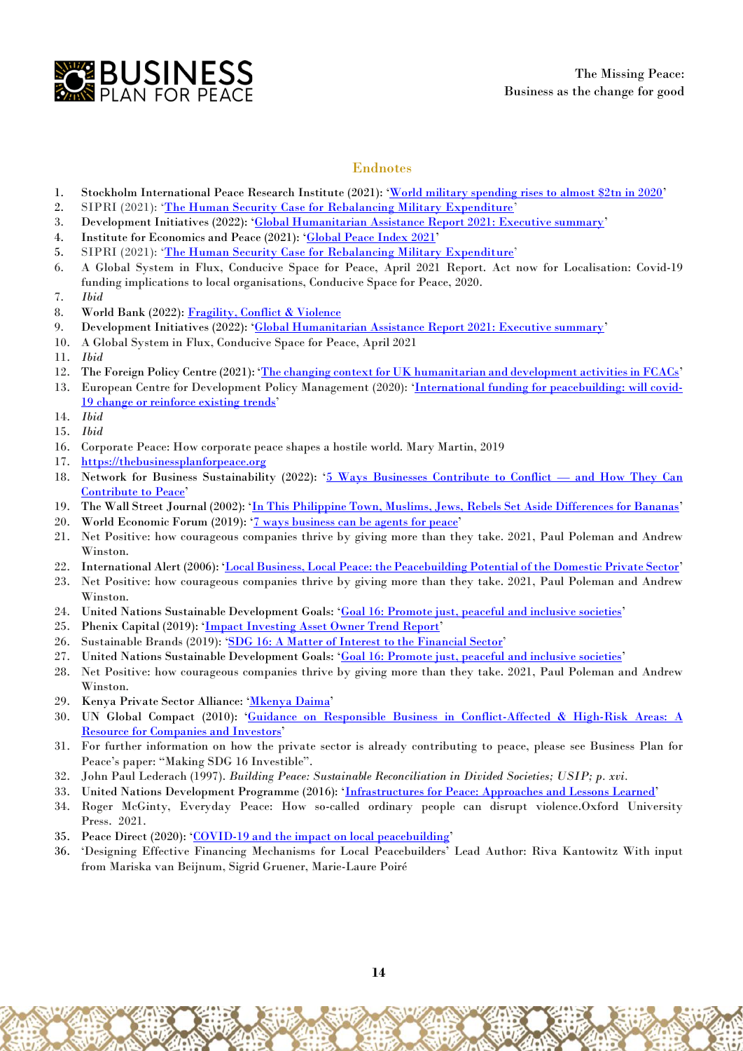## Endnotes

1. Stockholm International Peace Research Institute (2021): '[World military spending rises to almost $2tn in 2020]'
2. SIPRI (2021): '[The Human Security Case for Rebalancing Military Expenditure]'
3. Development Initiatives (2022): '[Global Humanitarian Assistance Report 2021: Executive summary]'
4. Institute for Economics and Peace (2021): '[Global Peace Index 2021]'
5. SIPRI (2021): '[The Human Security Case for Rebalancing Military Expenditure]'
6. A Global System in Flux, Conducive Space for Peace, April 2021 Report. Act now for Localisation: Covid-19 funding implications to local organisations, Conducive Space for Peace, 2020.
7. *Ibid*
8. World Bank (2022): [Fragility, Conflict & Violence]
9. Development Initiatives (2022): '[Global Humanitarian Assistance Report 2021: Executive summary]'
10. A Global System in Flux, Conducive Space for Peace, April 2021
11. *Ibid*
12. The Foreign Policy Centre (2021): '[The changing context for UK humanitarian and development activities in FCACs]'
13. European Centre for Development Policy Management (2020): '[International funding for peacebuilding: will covid-19 change or reinforce existing trends]'
14. *Ibid*
15. *Ibid*
16. Corporate Peace: How corporate peace shapes a hostile world. Mary Martin, 2019
17. https://thebusinessplanforpeace.org
18. Network for Business Sustainability (2022): '[5 Ways Businesses Contribute to Conflict — and How They Can Contribute to Peace]'
19. The Wall Street Journal (2002): '[In This Philippine Town, Muslims, Jews, Rebels Set Aside Differences for Bananas]'
20. World Economic Forum (2019): '[7 ways business can be agents for peace]'
21. Net Positive: how courageous companies thrive by giving more than they take. 2021, Paul Poleman and Andrew Winston.
22. International Alert (2006): '[Local Business, Local Peace: the Peacebuilding Potential of the Domestic Private Sector]'
23. Net Positive: how courageous companies thrive by giving more than they take. 2021, Paul Poleman and Andrew Winston.
24. United Nations Sustainable Development Goals: '[Goal 16: Promote just, peaceful and inclusive societies]'
25. Phenix Capital (2019): '[Impact Investing Asset Owner Trend Report]'
26. Sustainable Brands (2019): '[SDG 16: A Matter of Interest to the Financial Sector]'
27. United Nations Sustainable Development Goals: '[Goal 16: Promote just, peaceful and inclusive societies]'
28. Net Positive: how courageous companies thrive by giving more than they take. 2021, Paul Poleman and Andrew Winston.
29. Kenya Private Sector Alliance: '[Mkenya Daima]'
30. UN Global Compact (2010): '[Guidance on Responsible Business in Conflict-Affected & High-Risk Areas: A Resource for Companies and Investors]'
31. For further information on how the private sector is already contributing to peace, please see Business Plan for Peace's paper: "Making SDG 16 Investible".
32. John Paul Lederach (1997). *Building Peace: Sustainable Reconciliation in Divided Societies; USIP; p. xvi*.
33. United Nations Development Programme (2016): '[Infrastructures for Peace: Approaches and Lessons Learned]'
34. Roger McGinty, Everyday Peace: How so-called ordinary people can disrupt violence.Oxford University Press. 2021.
35. Peace Direct (2020): '[COVID-19 and the impact on local peacebuilding]'
36. 'Designing Effective Financing Mechanisms for Local Peacebuilders' Lead Author: Riva Kantowitz With input from Mariska van Beijnum, Sigrid Gruener, Marie-Laure Poiré